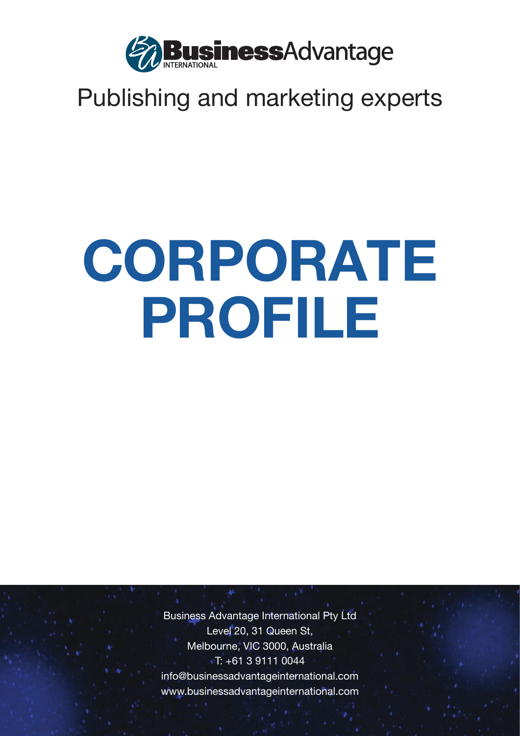**BusinessAdvantage** INTERNATIONAL

Publishing and marketing experts

# CORPORATE PROFILE

Business Advantage International Pty Ltd
Level 20, 31 Queen St,
Melbourne, VIC 3000, Australia
T: +61 3 9111 0044
info@businessadvantageinternational.com
www.businessadvantageinternational.com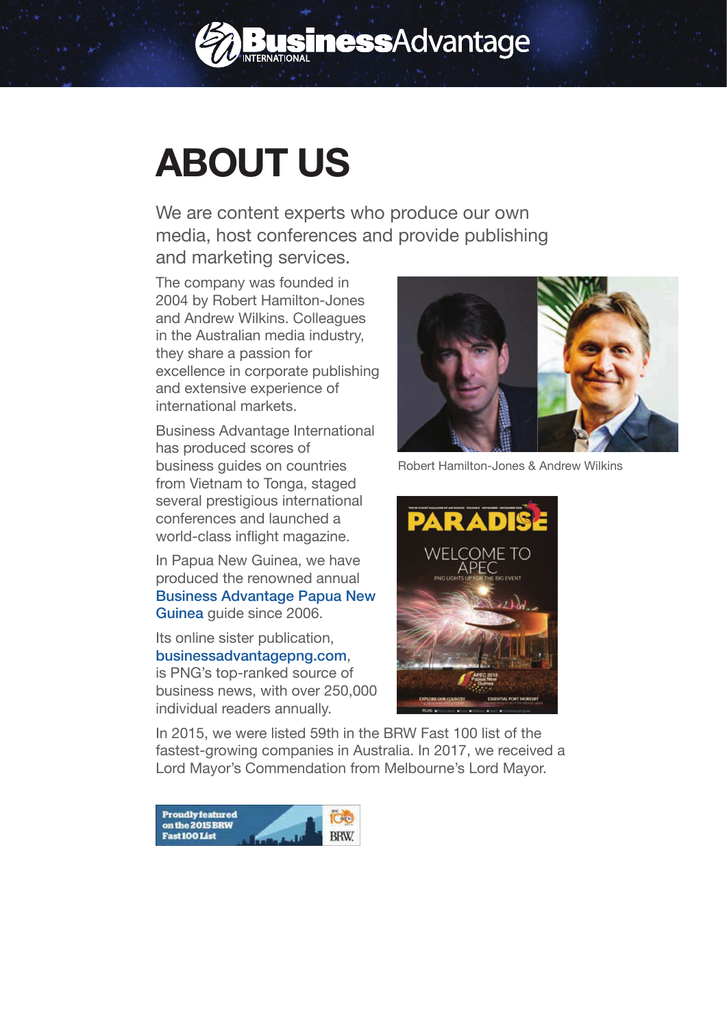# ABOUT US

We are content experts who produce our own media, host conferences and provide publishing and marketing services.

The company was founded in 2004 by Robert Hamilton-Jones and Andrew Wilkins. Colleagues in the Australian media industry, they share a passion for excellence in corporate publishing and extensive experience of international markets.

Business Advantage International has produced scores of business guides on countries from Vietnam to Tonga, staged several prestigious international conferences and launched a world-class inflight magazine.

In Papua New Guinea, we have produced the renowned annual Business Advantage Papua New Guinea guide since 2006.

Its online sister publication, businessadvantagepng.com, is PNG's top-ranked source of business news, with over 250,000 individual readers annually.

Robert Hamilton-Jones & Andrew Wilkins

In 2015, we were listed 59th in the BRW Fast 100 list of the fastest-growing companies in Australia. In 2017, we received a Lord Mayor's Commendation from Melbourne's Lord Mayor.

Proudly featured on the 2015 BRW Fast 100 List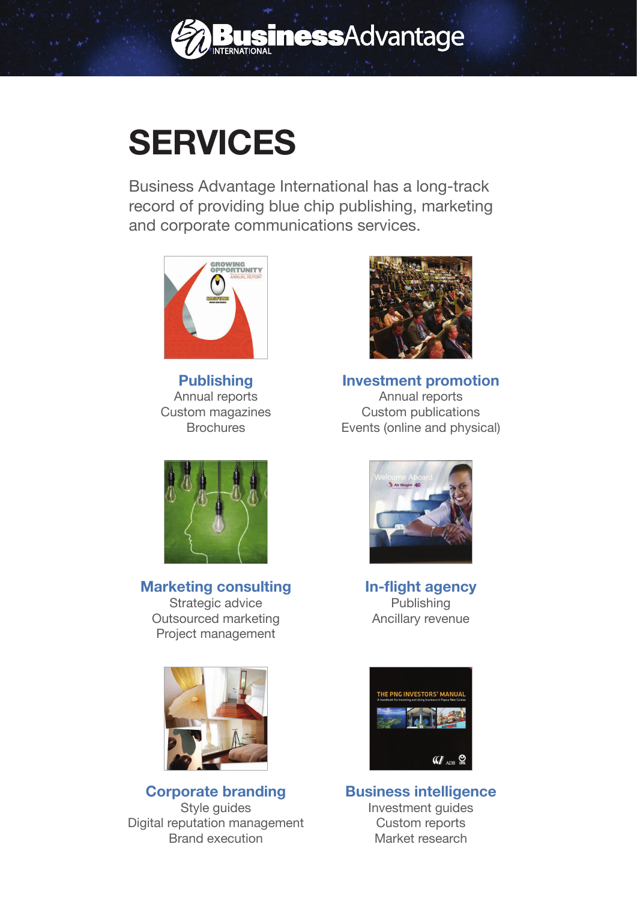# SERVICES

Business Advantage International has a long-track record of providing blue chip publishing, marketing and corporate communications services.

### Publishing

Annual reports
Custom magazines
Brochures

### Investment promotion

Annual reports
Custom publications
Events (online and physical)

### Marketing consulting

Strategic advice
Outsourced marketing
Project management

### In-flight agency

Publishing
Ancillary revenue

### Corporate branding

Style guides
Digital reputation management
Brand execution

### Business intelligence

Investment guides
Custom reports
Market research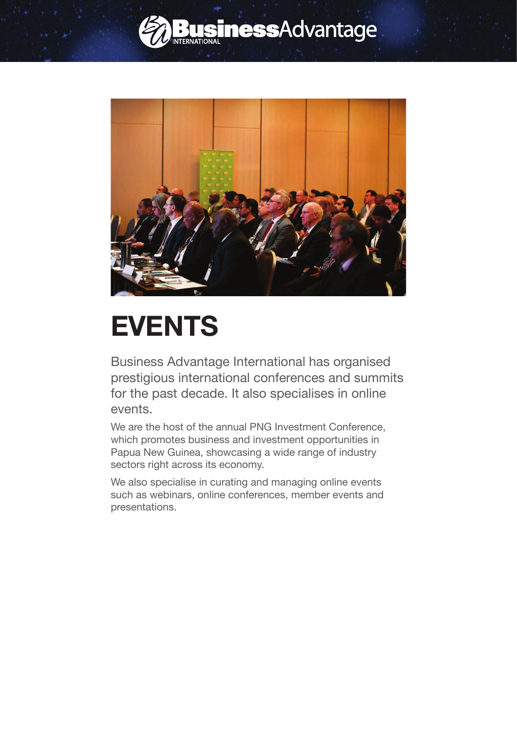# EVENTS

Business Advantage International has organised prestigious international conferences and summits for the past decade. It also specialises in online events.

We are the host of the annual PNG Investment Conference, which promotes business and investment opportunities in Papua New Guinea, showcasing a wide range of industry sectors right across its economy.

We also specialise in curating and managing online events such as webinars, online conferences, member events and presentations.